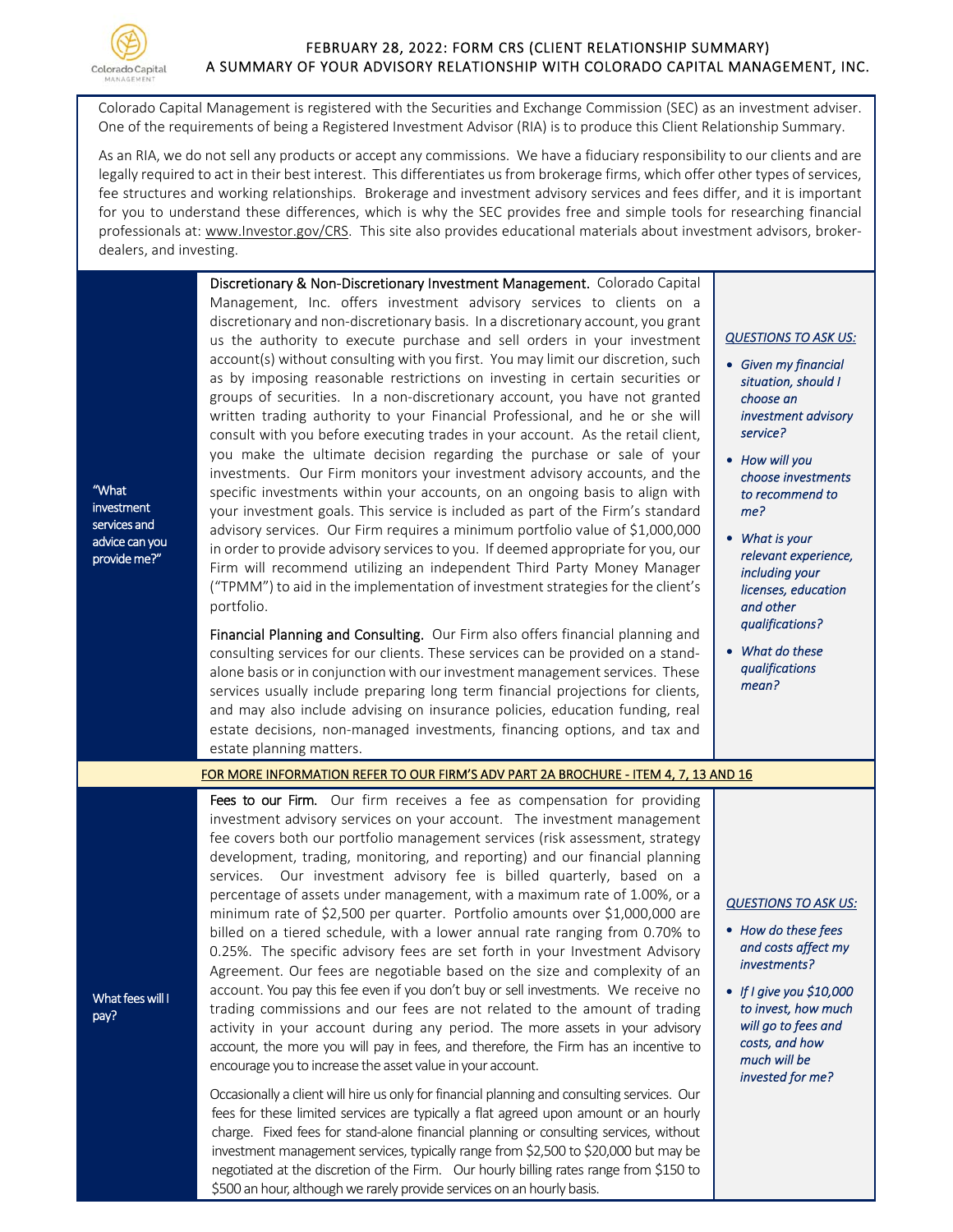# FEBRUARY 28, 2022: FORM CRS (CLIENT RELATIONSHIP SUMMARY)
## A SUMMARY OF YOUR ADVISORY RELATIONSHIP WITH COLORADO CAPITAL MANAGEMENT, INC.

Colorado Capital Management is registered with the Securities and Exchange Commission (SEC) as an investment adviser. One of the requirements of being a Registered Investment Advisor (RIA) is to produce this Client Relationship Summary.

As an RIA, we do not sell any products or accept any commissions. We have a fiduciary responsibility to our clients and are legally required to act in their best interest. This differentiates us from brokerage firms, which offer other types of services, fee structures and working relationships. Brokerage and investment advisory services and fees differ, and it is important for you to understand these differences, which is why the SEC provides free and simple tools for researching financial professionals at: www.Investor.gov/CRS. This site also provides educational materials about investment advisors, broker-dealers, and investing.

### "What investment services and advice can you provide me?"

**Discretionary & Non-Discretionary Investment Management.** Colorado Capital Management, Inc. offers investment advisory services to clients on a discretionary and non-discretionary basis. In a discretionary account, you grant us the authority to execute purchase and sell orders in your investment account(s) without consulting with you first. You may limit our discretion, such as by imposing reasonable restrictions on investing in certain securities or groups of securities. In a non-discretionary account, you have not granted written trading authority to your Financial Professional, and he or she will consult with you before executing trades in your account. As the retail client, you make the ultimate decision regarding the purchase or sale of your investments. Our Firm monitors your investment advisory accounts, and the specific investments within your accounts, on an ongoing basis to align with your investment goals. This service is included as part of the Firm's standard advisory services. Our Firm requires a minimum portfolio value of $1,000,000 in order to provide advisory services to you. If deemed appropriate for you, our Firm will recommend utilizing an independent Third Party Money Manager ("TPMM") to aid in the implementation of investment strategies for the client's portfolio.

**Financial Planning and Consulting.** Our Firm also offers financial planning and consulting services for our clients. These services can be provided on a stand-alone basis or in conjunction with our investment management services. These services usually include preparing long term financial projections for clients, and may also include advising on insurance policies, education funding, real estate decisions, non-managed investments, financing options, and tax and estate planning matters.

*QUESTIONS TO ASK US:*

- *Given my financial situation, should I choose an investment advisory service?*
- *How will you choose investments to recommend to me?*
- *What is your relevant experience, including your licenses, education and other qualifications?*
- *What do these qualifications mean?*

FOR MORE INFORMATION REFER TO OUR FIRM'S ADV PART 2A BROCHURE - ITEM 4, 7, 13 AND 16

### What fees will I pay?

**Fees to our Firm.** Our firm receives a fee as compensation for providing investment advisory services on your account. The investment management fee covers both our portfolio management services (risk assessment, strategy development, trading, monitoring, and reporting) and our financial planning services. Our investment advisory fee is billed quarterly, based on a percentage of assets under management, with a maximum rate of 1.00%, or a minimum rate of $2,500 per quarter. Portfolio amounts over $1,000,000 are billed on a tiered schedule, with a lower annual rate ranging from 0.70% to 0.25%. The specific advisory fees are set forth in your Investment Advisory Agreement. Our fees are negotiable based on the size and complexity of an account. You pay this fee even if you don't buy or sell investments. We receive no trading commissions and our fees are not related to the amount of trading activity in your account during any period. The more assets in your advisory account, the more you will pay in fees, and therefore, the Firm has an incentive to encourage you to increase the asset value in your account.

Occasionally a client will hire us only for financial planning and consulting services. Our fees for these limited services are typically a flat agreed upon amount or an hourly charge. Fixed fees for stand-alone financial planning or consulting services, without investment management services, typically range from $2,500 to $20,000 but may be negotiated at the discretion of the Firm. Our hourly billing rates range from $150 to $500 an hour, although we rarely provide services on an hourly basis.

*QUESTIONS TO ASK US:*

- *How do these fees and costs affect my investments?*
- *If I give you $10,000 to invest, how much will go to fees and costs, and how much will be invested for me?*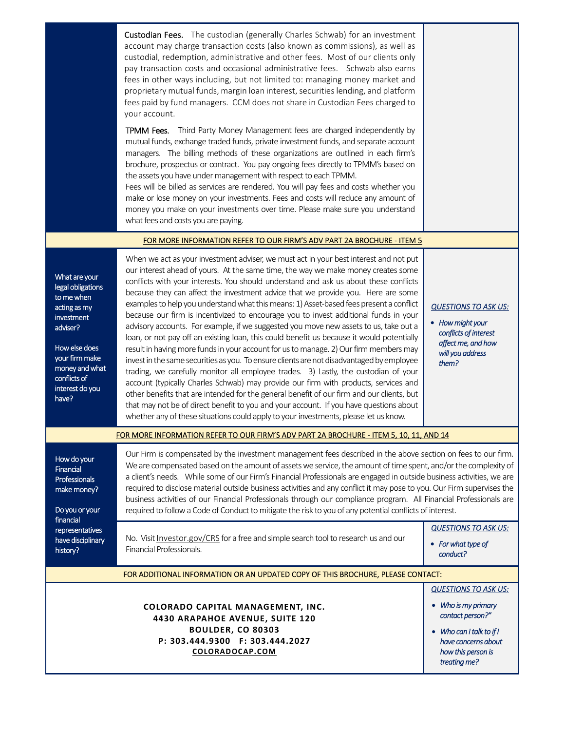**Custodian Fees.** The custodian (generally Charles Schwab) for an investment account may charge transaction costs (also known as commissions), as well as custodial, redemption, administrative and other fees. Most of our clients only pay transaction costs and occasional administrative fees. Schwab also earns fees in other ways including, but not limited to: managing money market and proprietary mutual funds, margin loan interest, securities lending, and platform fees paid by fund managers. CCM does not share in Custodian Fees charged to your account.

**TPMM Fees.** Third Party Money Management fees are charged independently by mutual funds, exchange traded funds, private investment funds, and separate account managers. The billing methods of these organizations are outlined in each firm's brochure, prospectus or contract. You pay ongoing fees directly to TPMM's based on the assets you have under management with respect to each TPMM.

Fees will be billed as services are rendered. You will pay fees and costs whether you make or lose money on your investments. Fees and costs will reduce any amount of money you make on your investments over time. Please make sure you understand what fees and costs you are paying.

FOR MORE INFORMATION REFER TO OUR FIRM'S ADV PART 2A BROCHURE - ITEM 5

**What are your legal obligations to me when acting as my investment adviser?**

**How else does your firm make money and what conflicts of interest do you have?**

When we act as your investment adviser, we must act in your best interest and not put our interest ahead of yours. At the same time, the way we make money creates some conflicts with your interests. You should understand and ask us about these conflicts because they can affect the investment advice that we provide you. Here are some examples to help you understand what this means: 1) Asset-based fees present a conflict because our firm is incentivized to encourage you to invest additional funds in your advisory accounts. For example, if we suggested you move new assets to us, take out a loan, or not pay off an existing loan, this could benefit us because it would potentially result in having more funds in your account for us to manage. 2) Our firm members may invest in the same securities as you. To ensure clients are not disadvantaged by employee trading, we carefully monitor all employee trades. 3) Lastly, the custodian of your account (typically Charles Schwab) may provide our firm with products, services and other benefits that are intended for the general benefit of our firm and our clients, but that may not be of direct benefit to you and your account. If you have questions about whether any of these situations could apply to your investments, please let us know.

*QUESTIONS TO ASK US:*

- *How might your conflicts of interest affect me, and how will you address them?*

FOR MORE INFORMATION REFER TO OUR FIRM'S ADV PART 2A BROCHURE - ITEM 5, 10, 11, AND 14

**How do your Financial Professionals make money?**

Our Firm is compensated by the investment management fees described in the above section on fees to our firm. We are compensated based on the amount of assets we service, the amount of time spent, and/or the complexity of a client's needs. While some of our Firm's Financial Professionals are engaged in outside business activities, we are required to disclose material outside business activities and any conflict it may pose to you. Our Firm supervises the business activities of our Financial Professionals through our compliance program. All Financial Professionals are required to follow a Code of Conduct to mitigate the risk to you of any potential conflicts of interest.

**Do you or your financial representatives have disciplinary history?**

No. Visit Investor.gov/CRS for a free and simple search tool to research us and our Financial Professionals.

*QUESTIONS TO ASK US:*

- *For what type of conduct?*

FOR ADDITIONAL INFORMATION OR AN UPDATED COPY OF THIS BROCHURE, PLEASE CONTACT:

**COLORADO CAPITAL MANAGEMENT, INC.**
**4430 ARAPAHOE AVENUE, SUITE 120**
**BOULDER, CO 80303**
**P: 303.444.9300 F: 303.444.2027**
**COLORADOCAP.COM**

*QUESTIONS TO ASK US:*

- *Who is my primary contact person?"*
- *Who can I talk to if I have concerns about how this person is treating me?*